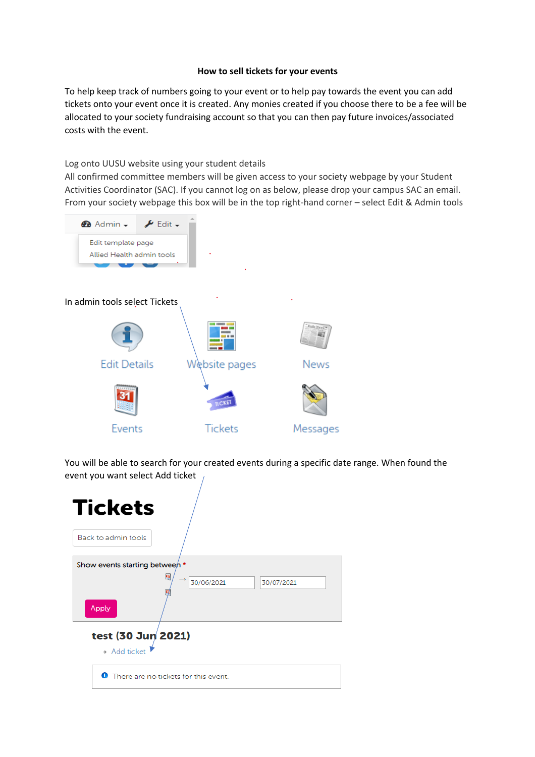**How to sell tickets for your events**

To help keep track of numbers going to your event or to help pay towards the event you can add tickets onto your event once it is created. Any monies created if you choose there to be a fee will be allocated to your society fundraising account so that you can then pay future invoices/associated costs with the event.

Log onto UUSU website using your student details

All confirmed committee members will be given access to your society webpage by your Student Activities Coordinator (SAC). If you cannot log on as below, please drop your campus SAC an email. From your society webpage this box will be in the top right-hand corner – select Edit & Admin tools

In admin tools select Tickets

You will be able to search for your created events during a specific date range. When found the event you want select Add ticket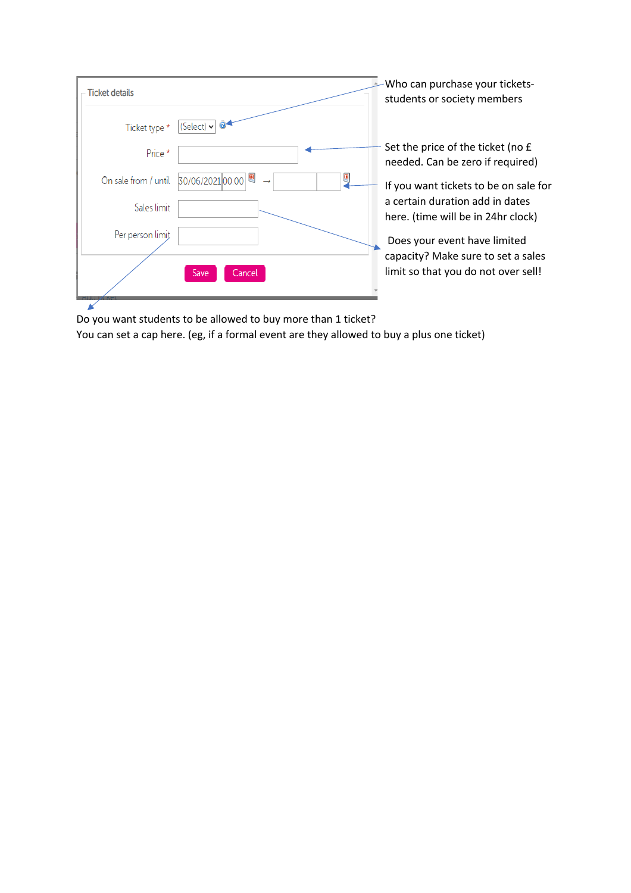Ticket details

Ticket type * (Select)

Price *

On sale from / until 30/06/2021 00:00 →

Sales limit

Per person limit

Save Cancel

Who can purchase your tickets- students or society members

Set the price of the ticket (no £ needed. Can be zero if required)

If you want tickets to be on sale for a certain duration add in dates here. (time will be in 24hr clock)

Does your event have limited capacity? Make sure to set a sales limit so that you do not over sell!

Do you want students to be allowed to buy more than 1 ticket?
You can set a cap here. (eg, if a formal event are they allowed to buy a plus one ticket)